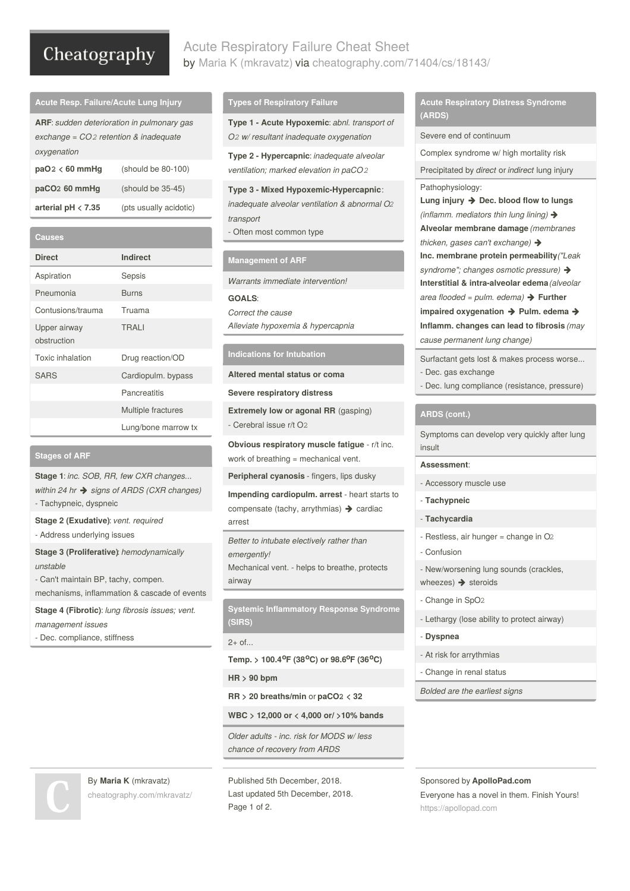# Acute Respiratory Failure Cheat Sheet

by Maria K (mkravatz) via cheatography.com/71404/cs/18143/

## Acute Resp. Failure/Acute Lung Injury

**ARF**: *sudden deterioration in pulmonary gas exchange = $CO_2$ retention & inadequate oxygenation*

| | |
|---|---|
| **$paO_2$ < 60 mmHg** | (should be 80-100) |
| **$paCO_2$ 60 mmHg** | (should be 35-45) |
| **arterial pH < 7.35** | (pts usually acidotic) |

## Causes

| Direct | Indirect |
|---|---|
| Aspiration | Sepsis |
| Pneumonia | Burns |
| Contusions/trauma | Truama |
| Upper airway obstruction | TRALI |
| Toxic inhalation | Drug reaction/OD |
| SARS | Cardiopulm. bypass |
| | Pancreatitis |
| | Multiple fractures |
| | Lung/bone marrow tx |

## Stages of ARF

**Stage 1**: *inc. SOB, RR, few CXR changes... within 24 hr ➔ signs of ARDS (CXR changes)*
- Tachypneic, dyspneic

**Stage 2 (Exudative)**: *vent. required*
- Address underlying issues

**Stage 3 (Proliferative)**: *hemodynamically unstable*
- Can't maintain BP, tachy, compen. mechanisms, inflammation & cascade of events

**Stage 4 (Fibrotic)**: *lung fibrosis issues; vent. management issues*
- Dec. compliance, stiffness

## Types of Respiratory Failure

**Type 1 - Acute Hypoxemic**: *abnl. transport of $O_2$ w/ resultant inadequate oxygenation*

**Type 2 - Hypercapnic**: *inadequate alveolar ventilation; marked elevation in $paCO_2$*

**Type 3 - Mixed Hypoxemic-Hypercapnic**: *inadequate alveolar ventilation & abnormal $O_2$ transport*
- Often most common type

## Management of ARF

*Warrants immediate intervention!*

**GOALS**:
*Correct the cause*
*Alleviate hypoxemia & hypercapnia*

## Indications for Intubation

**Altered mental status or coma**

**Severe respiratory distress**

**Extremely low or agonal RR** (gasping)
- Cerebral issue r/t $O_2$

**Obvious respiratory muscle fatigue** - r/t inc. work of breathing = mechanical vent.

**Peripheral cyanosis** - fingers, lips dusky

**Impending cardiopulm. arrest** - heart starts to compensate (tachy, arrythmias) ➔ cardiac arrest

*Better to intubate electively rather than emergently!*
Mechanical vent. - helps to breathe, protects airway

## Systemic Inflammatory Response Syndrome (SIRS)

2+ of...

**Temp. > 100.4°F (38°C) or 98.6°F (36°C)**

**HR > 90 bpm**

**RR > 20 breaths/min** or **$paCO_2$ < 32**

**WBC > 12,000 or < 4,000 or/ >10% bands**

*Older adults - inc. risk for MODS w/ less chance of recovery from ARDS*

## Acute Respiratory Distress Syndrome (ARDS)

Severe end of continuum

Complex syndrome w/ high mortality risk

Precipitated by *direct* or *indirect* lung injury

Pathophysiology:
**Lung injury ➔ Dec. blood flow to lungs** *(inflamm. mediators thin lung lining)* ➔ **Alveolar membrane damage** *(membranes thicken, gases can't exchange)* ➔ **Inc. membrane protein permeability** *("Leak syndrome"; changes osmotic pressure)* ➔ **Interstitial & intra-alveolar edema** *(alveolar area flooded = pulm. edema)* ➔ **Further impaired oxygenation ➔ Pulm. edema ➔ Inflamm. changes can lead to fibrosis** *(may cause permanent lung change)*

Surfactant gets lost & makes process worse...
- Dec. gas exchange
- Dec. lung compliance (resistance, pressure)

## ARDS (cont.)

Symptoms can develop very quickly after lung insult

**Assessment**:
- Accessory muscle use
- **Tachypneic**
- **Tachycardia**
- Restless, air hunger = change in $O_2$
- Confusion
- New/worsening lung sounds (crackles, wheezes) ➔ steroids
- Change in $SpO_2$
- Lethargy (lose ability to protect airway)
- **Dyspnea**
- At risk for arrythmias
- Change in renal status

*Bolded are the earliest signs*

By **Maria K** (mkravatz)
cheatography.com/mkravatz/

Published 5th December, 2018.
Last updated 5th December, 2018.

Sponsored by **ApolloPad.com**
Everyone has a novel in them. Finish Yours!
https://apollopad.com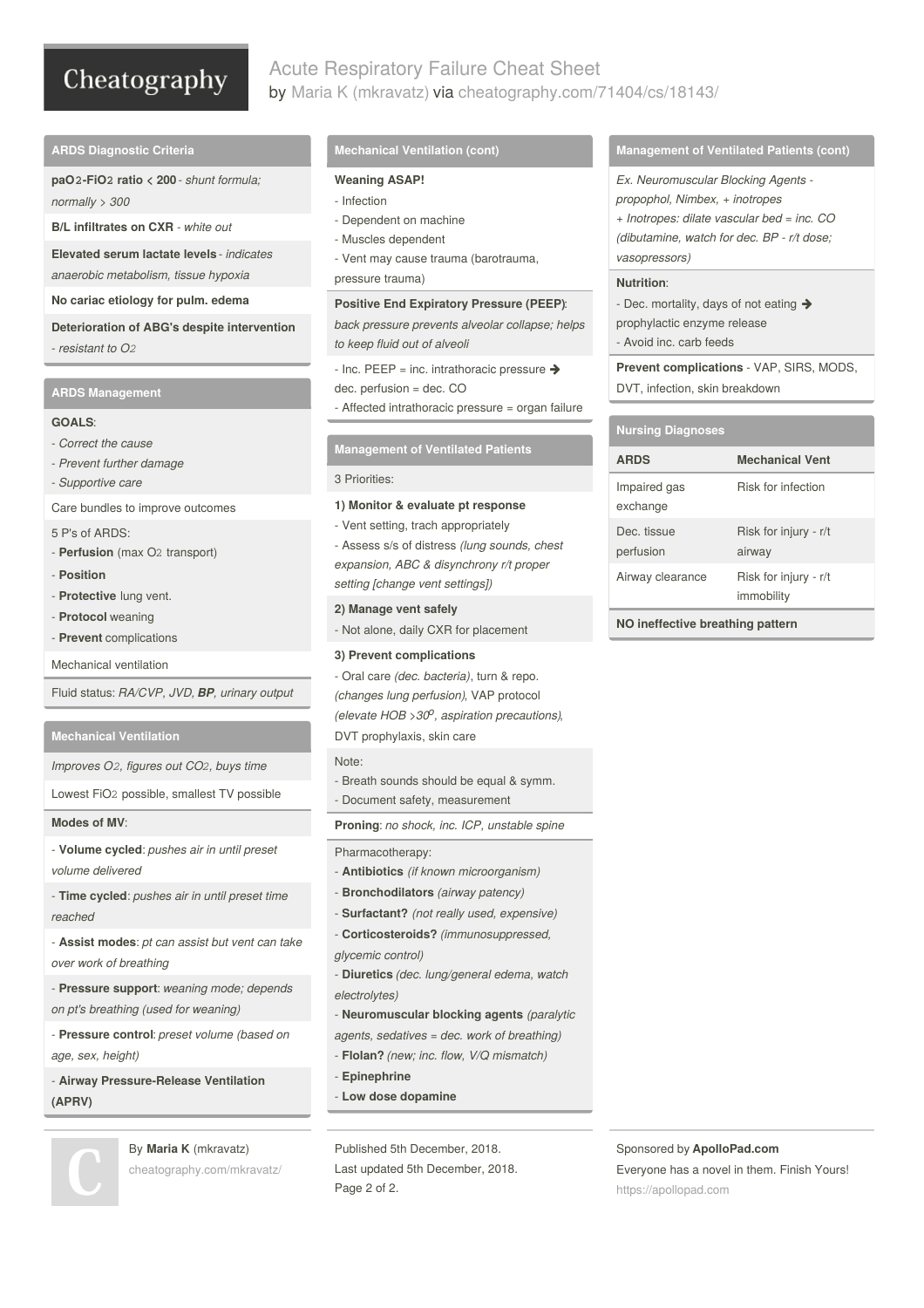## ARDS Diagnostic Criteria

**$paO_2$-$FiO_2$ ratio < 200** - *shunt formula; normally > 300*

**B/L infiltrates on CXR** - *white out*

**Elevated serum lactate levels** - *indicates anaerobic metabolism, tissue hypoxia*

**No cariac etiology for pulm. edema**

**Deterioration of ABG's despite intervention** - *resistant to $O_2$*

## ARDS Management

**GOALS**:
- *Correct the cause*
- *Prevent further damage*
- *Supportive care*

Care bundles to improve outcomes

5 P's of ARDS:
- **Perfusion** (max $O_2$ transport)
- **Position**
- **Protective** lung vent.
- **Protocol** weaning
- **Prevent** complications

Mechanical ventilation

Fluid status: *RA/CVP, JVD,* ***BP****, urinary output*

## Mechanical Ventilation

*Improves $O_2$, figures out $CO_2$, buys time*

Lowest $FiO_2$ possible, smallest TV possible

**Modes of MV**:

- **Volume cycled**: *pushes air in until preset volume delivered*
- **Time cycled**: *pushes air in until preset time reached*
- **Assist modes**: *pt can assist but vent can take over work of breathing*
- **Pressure support**: *weaning mode; depends on pt's breathing (used for weaning)*
- **Pressure control**: *preset volume (based on age, sex, height)*
- **Airway Pressure-Release Ventilation (APRV)**

## Mechanical Ventilation (cont)

**Weaning ASAP!**
- Infection
- Dependent on machine
- Muscles dependent
- Vent may cause trauma (barotrauma, pressure trauma)

**Positive End Expiratory Pressure (PEEP)**: *back pressure prevents alveolar collapse; helps to keep fluid out of alveoli*

- Inc. PEEP = inc. intrathoracic pressure ➔ dec. perfusion = dec. CO
- Affected intrathoracic pressure = organ failure

## Management of Ventilated Patients

3 Priorities:

**1) Monitor & evaluate pt response**
- Vent setting, trach appropriately
- Assess s/s of distress *(lung sounds, chest expansion, ABC & disynchrony r/t proper setting [change vent settings])*

**2) Manage vent safely**
- Not alone, daily CXR for placement

**3) Prevent complications**
- Oral care *(dec. bacteria)*, turn & repo. *(changes lung perfusion)*, VAP protocol *(elevate HOB >30$^o$, aspiration precautions)*, DVT prophylaxis, skin care

Note:
- Breath sounds should be equal & symm.
- Document safety, measurement

**Proning**: *no shock, inc. ICP, unstable spine*

Pharmacotherapy:
- **Antibiotics** *(if known microorganism)*
- **Bronchodilators** *(airway patency)*
- **Surfactant?** *(not really used, expensive)*
- **Corticosteroids?** *(immunosuppressed, glycemic control)*
- **Diuretics** *(dec. lung/general edema, watch electrolytes)*
- **Neuromuscular blocking agents** *(paralytic agents, sedatives = dec. work of breathing)*
- **Flolan?** *(new; inc. flow, V/Q mismatch)*
- **Epinephrine**
- **Low dose dopamine**

## Management of Ventilated Patients (cont)

*Ex. Neuromuscular Blocking Agents - propophol, Nimbex, + inotropes*
*+ Inotropes: dilate vascular bed = inc. CO (dibutamine, watch for dec. BP - r/t dose; vasopressors)*

**Nutrition**:
- Dec. mortality, days of not eating ➔ prophylactic enzyme release
- Avoid inc. carb feeds

**Prevent complications** - VAP, SIRS, MODS, DVT, infection, skin breakdown

## Nursing Diagnoses

| ARDS | Mechanical Vent |
|---|---|
| Impaired gas exchange | Risk for infection |
| Dec. tissue perfusion | Risk for injury - r/t airway |
| Airway clearance | Risk for injury - r/t immobility |

**NO ineffective breathing pattern**